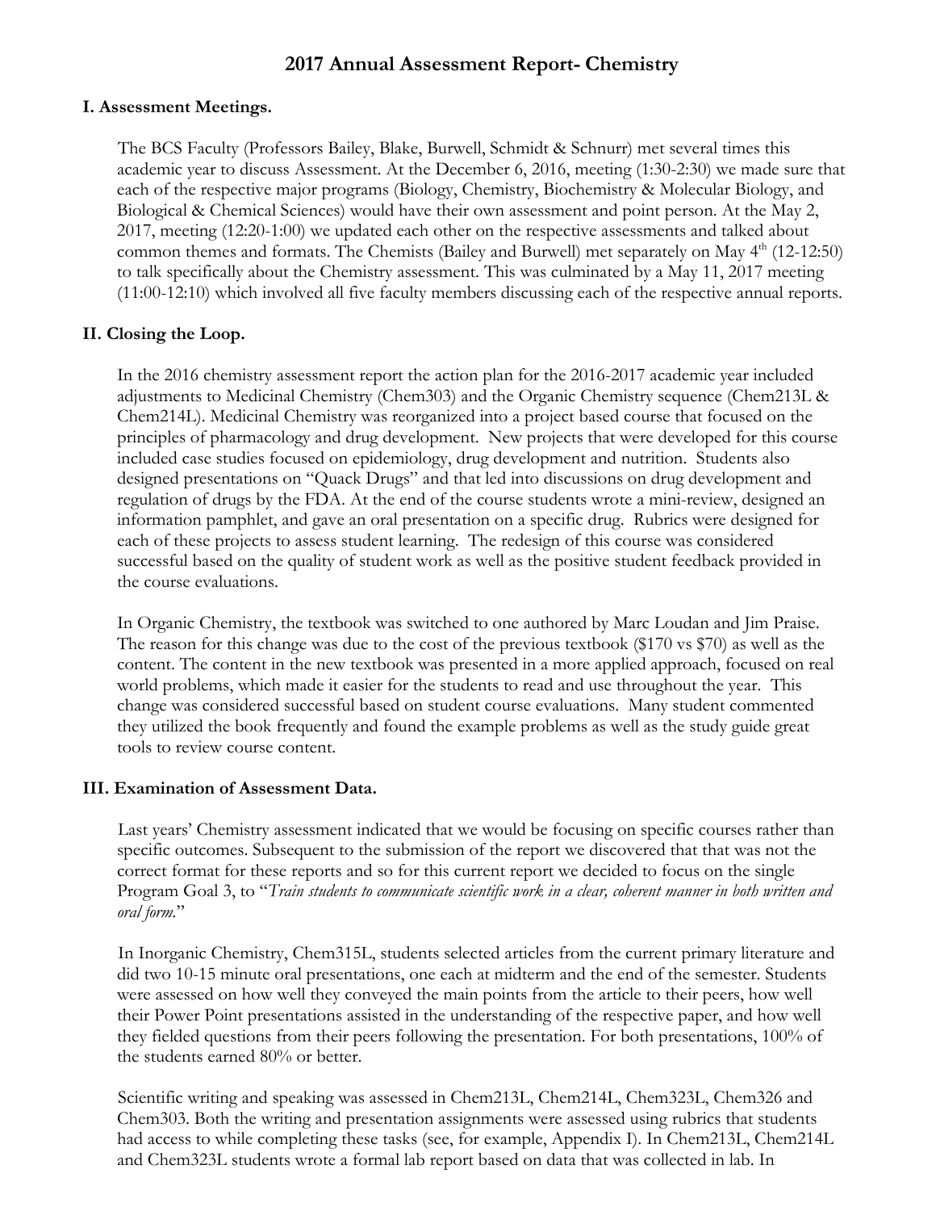# 2017 Annual Assessment Report- Chemistry

## I. Assessment Meetings.

The BCS Faculty (Professors Bailey, Blake, Burwell, Schmidt & Schnurr) met several times this academic year to discuss Assessment. At the December 6, 2016, meeting (1:30-2:30) we made sure that each of the respective major programs (Biology, Chemistry, Biochemistry & Molecular Biology, and Biological & Chemical Sciences) would have their own assessment and point person. At the May 2, 2017, meeting (12:20-1:00) we updated each other on the respective assessments and talked about common themes and formats. The Chemists (Bailey and Burwell) met separately on May 4th (12-12:50) to talk specifically about the Chemistry assessment. This was culminated by a May 11, 2017 meeting (11:00-12:10) which involved all five faculty members discussing each of the respective annual reports.

## II. Closing the Loop.

In the 2016 chemistry assessment report the action plan for the 2016-2017 academic year included adjustments to Medicinal Chemistry (Chem303) and the Organic Chemistry sequence (Chem213L & Chem214L). Medicinal Chemistry was reorganized into a project based course that focused on the principles of pharmacology and drug development. New projects that were developed for this course included case studies focused on epidemiology, drug development and nutrition. Students also designed presentations on "Quack Drugs" and that led into discussions on drug development and regulation of drugs by the FDA. At the end of the course students wrote a mini-review, designed an information pamphlet, and gave an oral presentation on a specific drug. Rubrics were designed for each of these projects to assess student learning. The redesign of this course was considered successful based on the quality of student work as well as the positive student feedback provided in the course evaluations.

In Organic Chemistry, the textbook was switched to one authored by Marc Loudan and Jim Praise. The reason for this change was due to the cost of the previous textbook ($170 vs $70) as well as the content. The content in the new textbook was presented in a more applied approach, focused on real world problems, which made it easier for the students to read and use throughout the year. This change was considered successful based on student course evaluations. Many student commented they utilized the book frequently and found the example problems as well as the study guide great tools to review course content.

## III. Examination of Assessment Data.

Last years' Chemistry assessment indicated that we would be focusing on specific courses rather than specific outcomes. Subsequent to the submission of the report we discovered that that was not the correct format for these reports and so for this current report we decided to focus on the single Program Goal 3, to "*Train students to communicate scientific work in a clear, coherent manner in both written and oral form.*"

In Inorganic Chemistry, Chem315L, students selected articles from the current primary literature and did two 10-15 minute oral presentations, one each at midterm and the end of the semester. Students were assessed on how well they conveyed the main points from the article to their peers, how well their Power Point presentations assisted in the understanding of the respective paper, and how well they fielded questions from their peers following the presentation. For both presentations, 100% of the students earned 80% or better.

Scientific writing and speaking was assessed in Chem213L, Chem214L, Chem323L, Chem326 and Chem303. Both the writing and presentation assignments were assessed using rubrics that students had access to while completing these tasks (see, for example, Appendix I). In Chem213L, Chem214L and Chem323L students wrote a formal lab report based on data that was collected in lab. In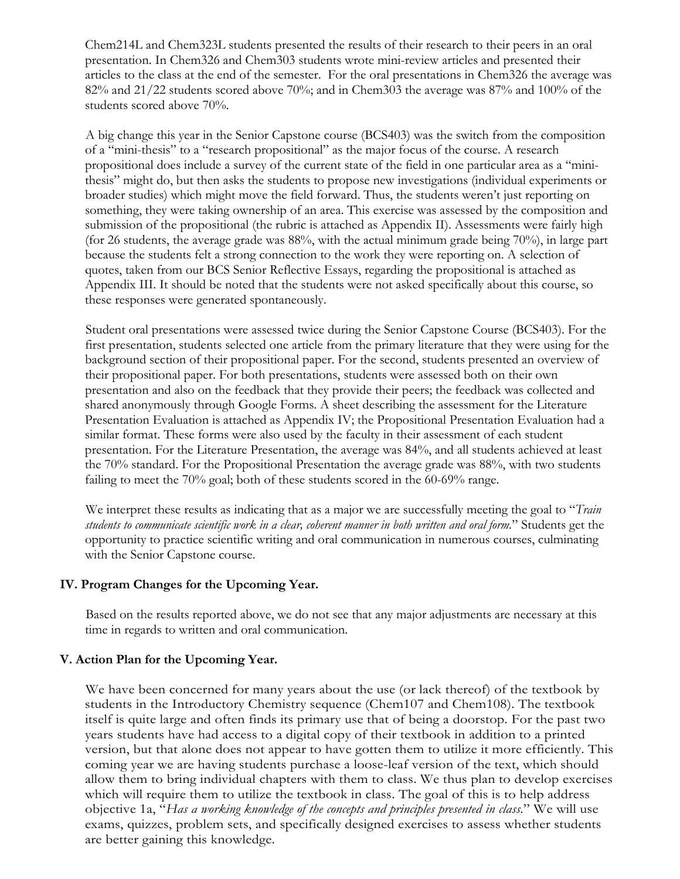Chem214L and Chem323L students presented the results of their research to their peers in an oral presentation. In Chem326 and Chem303 students wrote mini-review articles and presented their articles to the class at the end of the semester. For the oral presentations in Chem326 the average was 82% and 21/22 students scored above 70%; and in Chem303 the average was 87% and 100% of the students scored above 70%.

A big change this year in the Senior Capstone course (BCS403) was the switch from the composition of a "mini-thesis" to a "research propositional" as the major focus of the course. A research propositional does include a survey of the current state of the field in one particular area as a "mini-thesis" might do, but then asks the students to propose new investigations (individual experiments or broader studies) which might move the field forward. Thus, the students weren't just reporting on something, they were taking ownership of an area. This exercise was assessed by the composition and submission of the propositional (the rubric is attached as Appendix II). Assessments were fairly high (for 26 students, the average grade was 88%, with the actual minimum grade being 70%), in large part because the students felt a strong connection to the work they were reporting on. A selection of quotes, taken from our BCS Senior Reflective Essays, regarding the propositional is attached as Appendix III. It should be noted that the students were not asked specifically about this course, so these responses were generated spontaneously.

Student oral presentations were assessed twice during the Senior Capstone Course (BCS403). For the first presentation, students selected one article from the primary literature that they were using for the background section of their propositional paper. For the second, students presented an overview of their propositional paper. For both presentations, students were assessed both on their own presentation and also on the feedback that they provide their peers; the feedback was collected and shared anonymously through Google Forms. A sheet describing the assessment for the Literature Presentation Evaluation is attached as Appendix IV; the Propositional Presentation Evaluation had a similar format. These forms were also used by the faculty in their assessment of each student presentation. For the Literature Presentation, the average was 84%, and all students achieved at least the 70% standard. For the Propositional Presentation the average grade was 88%, with two students failing to meet the 70% goal; both of these students scored in the 60-69% range.

We interpret these results as indicating that as a major we are successfully meeting the goal to "*Train students to communicate scientific work in a clear, coherent manner in both written and oral form.*" Students get the opportunity to practice scientific writing and oral communication in numerous courses, culminating with the Senior Capstone course.

### IV. Program Changes for the Upcoming Year.

Based on the results reported above, we do not see that any major adjustments are necessary at this time in regards to written and oral communication.

### V. Action Plan for the Upcoming Year.

We have been concerned for many years about the use (or lack thereof) of the textbook by students in the Introductory Chemistry sequence (Chem107 and Chem108). The textbook itself is quite large and often finds its primary use that of being a doorstop. For the past two years students have had access to a digital copy of their textbook in addition to a printed version, but that alone does not appear to have gotten them to utilize it more efficiently. This coming year we are having students purchase a loose-leaf version of the text, which should allow them to bring individual chapters with them to class. We thus plan to develop exercises which will require them to utilize the textbook in class. The goal of this is to help address objective 1a, "*Has a working knowledge of the concepts and principles presented in class.*" We will use exams, quizzes, problem sets, and specifically designed exercises to assess whether students are better gaining this knowledge.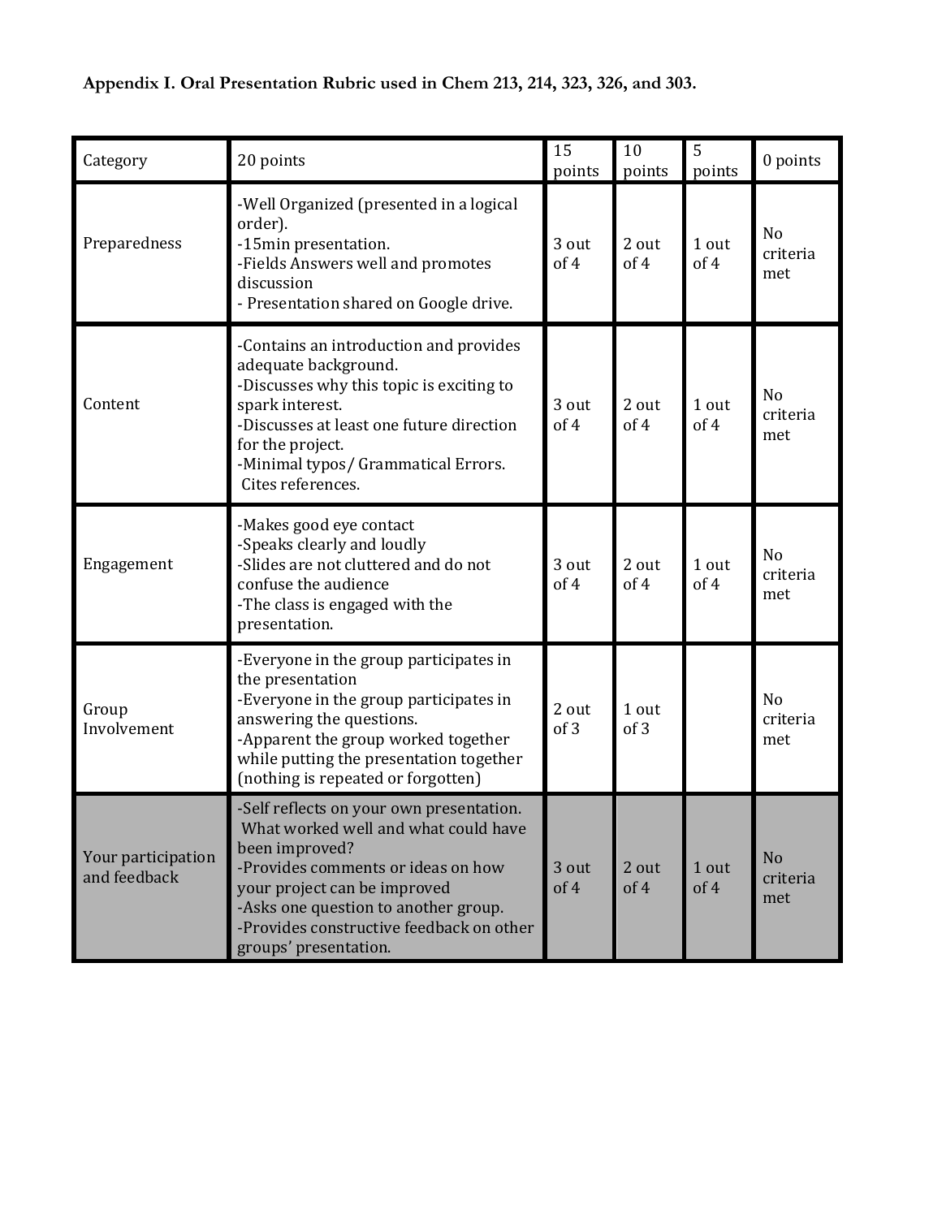**Appendix I. Oral Presentation Rubric used in Chem 213, 214, 323, 326, and 303.**

| Category | 20 points | 15 points | 10 points | 5 points | 0 points |
|---|---|---|---|---|---|
| Preparedness | -Well Organized (presented in a logical order).<br>-15min presentation.<br>-Fields Answers well and promotes discussion<br>- Presentation shared on Google drive. | 3 out of 4 | 2 out of 4 | 1 out of 4 | No criteria met |
| Content | -Contains an introduction and provides adequate background.<br>-Discusses why this topic is exciting to spark interest.<br>-Discusses at least one future direction for the project.<br>-Minimal typos/ Grammatical Errors. Cites references. | 3 out of 4 | 2 out of 4 | 1 out of 4 | No criteria met |
| Engagement | -Makes good eye contact<br>-Speaks clearly and loudly<br>-Slides are not cluttered and do not confuse the audience<br>-The class is engaged with the presentation. | 3 out of 4 | 2 out of 4 | 1 out of 4 | No criteria met |
| Group Involvement | -Everyone in the group participates in the presentation<br>-Everyone in the group participates in answering the questions.<br>-Apparent the group worked together while putting the presentation together (nothing is repeated or forgotten) | 2 out of 3 | 1 out of 3 | | No criteria met |
| Your participation and feedback | -Self reflects on your own presentation. What worked well and what could have been improved?<br>-Provides comments or ideas on how your project can be improved<br>-Asks one question to another group.<br>-Provides constructive feedback on other groups' presentation. | 3 out of 4 | 2 out of 4 | 1 out of 4 | No criteria met |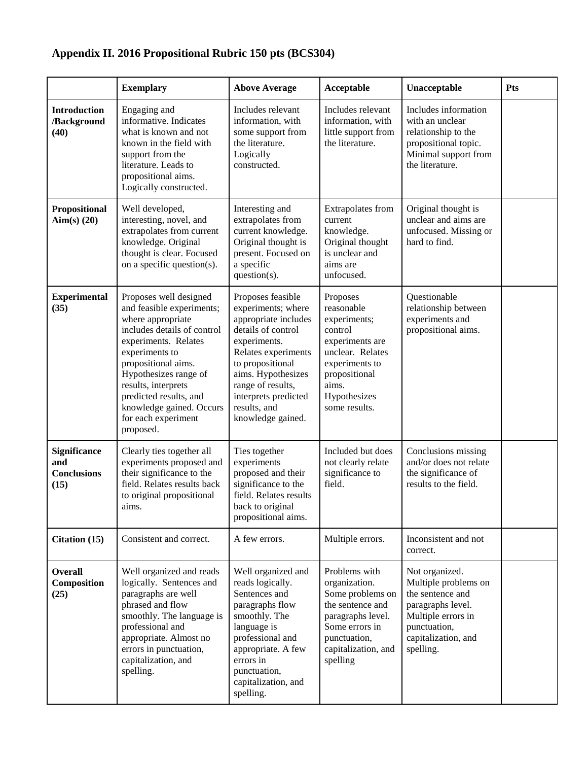### Appendix II. 2016 Propositional Rubric 150 pts (BCS304)

| | Exemplary | Above Average | Acceptable | Unacceptable | Pts |
|---|---|---|---|---|---|
| **Introduction /Background (40)** | Engaging and informative. Indicates what is known and not known in the field with support from the literature. Leads to propositional aims. Logically constructed. | Includes relevant information, with some support from the literature. Logically constructed. | Includes relevant information, with little support from the literature. | Includes information with an unclear relationship to the propositional topic. Minimal support from the literature. | |
| **Propositional Aim(s) (20)** | Well developed, interesting, novel, and extrapolates from current knowledge. Original thought is clear. Focused on a specific question(s). | Interesting and extrapolates from current knowledge. Original thought is present. Focused on a specific question(s). | Extrapolates from current knowledge. Original thought is unclear and aims are unfocused. | Original thought is unclear and aims are unfocused. Missing or hard to find. | |
| **Experimental (35)** | Proposes well designed and feasible experiments; where appropriate includes details of control experiments. Relates experiments to propositional aims. Hypothesizes range of results, interprets predicted results, and knowledge gained. Occurs for each experiment proposed. | Proposes feasible experiments; where appropriate includes details of control experiments. Relates experiments to propositional aims. Hypothesizes range of results, interprets predicted results, and knowledge gained. | Proposes reasonable experiments; control experiments are unclear. Relates experiments to propositional aims. Hypothesizes some results. | Questionable relationship between experiments and propositional aims. | |
| **Significance and Conclusions (15)** | Clearly ties together all experiments proposed and their significance to the field. Relates results back to original propositional aims. | Ties together experiments proposed and their significance to the field. Relates results back to original propositional aims. | Included but does not clearly relate significance to field. | Conclusions missing and/or does not relate the significance of results to the field. | |
| **Citation (15)** | Consistent and correct. | A few errors. | Multiple errors. | Inconsistent and not correct. | |
| **Overall Composition (25)** | Well organized and reads logically. Sentences and paragraphs are well phrased and flow smoothly. The language is professional and appropriate. Almost no errors in punctuation, capitalization, and spelling. | Well organized and reads logically. Sentences and paragraphs flow smoothly. The language is professional and appropriate. A few errors in punctuation, capitalization, and spelling. | Problems with organization. Some problems on the sentence and paragraphs level. Some errors in punctuation, capitalization, and spelling | Not organized. Multiple problems on the sentence and paragraphs level. Multiple errors in punctuation, capitalization, and spelling. | |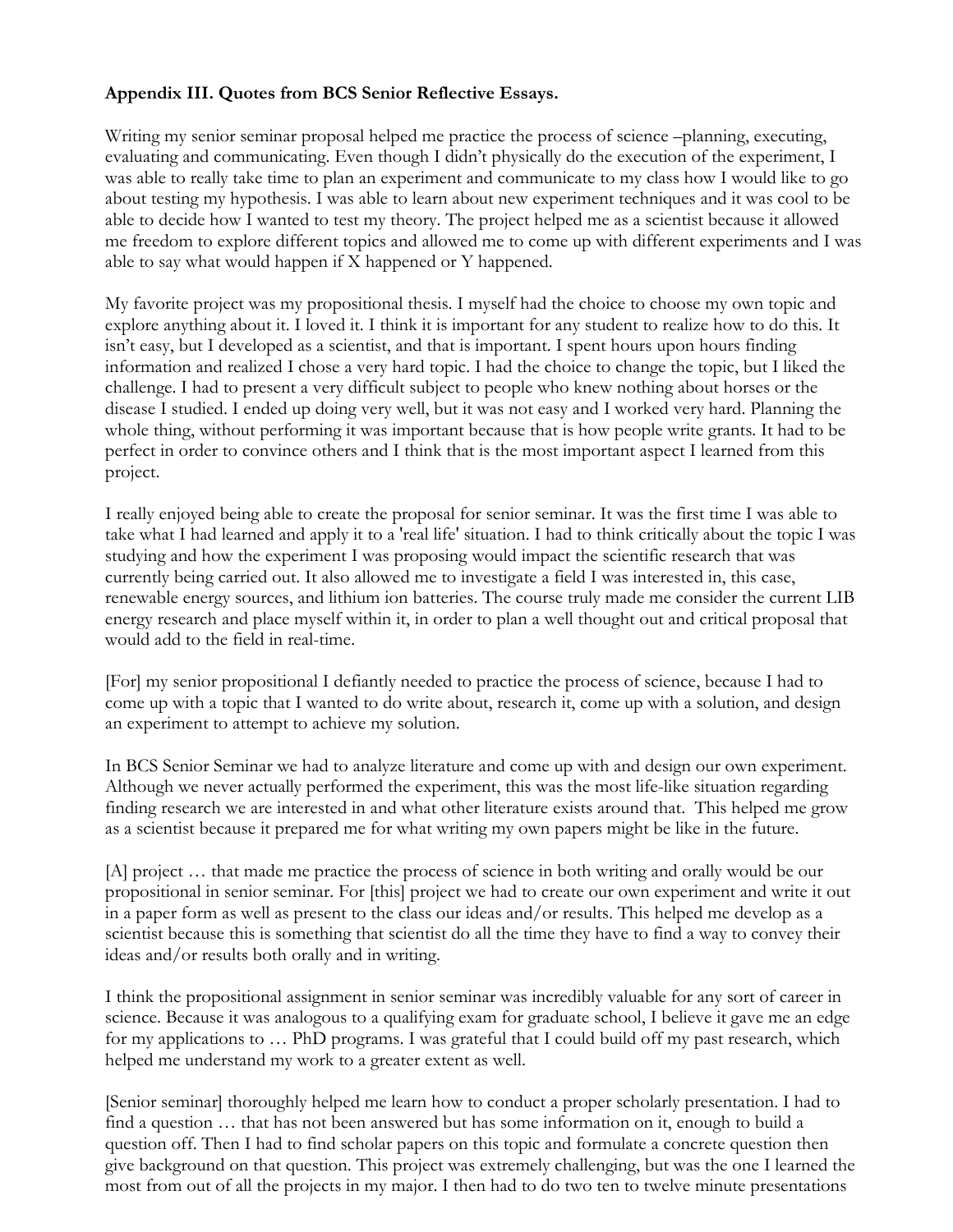**Appendix III. Quotes from BCS Senior Reflective Essays.**

Writing my senior seminar proposal helped me practice the process of science –planning, executing, evaluating and communicating. Even though I didn't physically do the execution of the experiment, I was able to really take time to plan an experiment and communicate to my class how I would like to go about testing my hypothesis. I was able to learn about new experiment techniques and it was cool to be able to decide how I wanted to test my theory. The project helped me as a scientist because it allowed me freedom to explore different topics and allowed me to come up with different experiments and I was able to say what would happen if X happened or Y happened.

My favorite project was my propositional thesis. I myself had the choice to choose my own topic and explore anything about it. I loved it. I think it is important for any student to realize how to do this. It isn't easy, but I developed as a scientist, and that is important. I spent hours upon hours finding information and realized I chose a very hard topic. I had the choice to change the topic, but I liked the challenge. I had to present a very difficult subject to people who knew nothing about horses or the disease I studied. I ended up doing very well, but it was not easy and I worked very hard. Planning the whole thing, without performing it was important because that is how people write grants. It had to be perfect in order to convince others and I think that is the most important aspect I learned from this project.

I really enjoyed being able to create the proposal for senior seminar. It was the first time I was able to take what I had learned and apply it to a 'real life' situation. I had to think critically about the topic I was studying and how the experiment I was proposing would impact the scientific research that was currently being carried out. It also allowed me to investigate a field I was interested in, this case, renewable energy sources, and lithium ion batteries. The course truly made me consider the current LIB energy research and place myself within it, in order to plan a well thought out and critical proposal that would add to the field in real-time.

[For] my senior propositional I defiantly needed to practice the process of science, because I had to come up with a topic that I wanted to do write about, research it, come up with a solution, and design an experiment to attempt to achieve my solution.

In BCS Senior Seminar we had to analyze literature and come up with and design our own experiment. Although we never actually performed the experiment, this was the most life-like situation regarding finding research we are interested in and what other literature exists around that. This helped me grow as a scientist because it prepared me for what writing my own papers might be like in the future.

[A] project … that made me practice the process of science in both writing and orally would be our propositional in senior seminar. For [this] project we had to create our own experiment and write it out in a paper form as well as present to the class our ideas and/or results. This helped me develop as a scientist because this is something that scientist do all the time they have to find a way to convey their ideas and/or results both orally and in writing.

I think the propositional assignment in senior seminar was incredibly valuable for any sort of career in science. Because it was analogous to a qualifying exam for graduate school, I believe it gave me an edge for my applications to … PhD programs. I was grateful that I could build off my past research, which helped me understand my work to a greater extent as well.

[Senior seminar] thoroughly helped me learn how to conduct a proper scholarly presentation. I had to find a question … that has not been answered but has some information on it, enough to build a question off. Then I had to find scholar papers on this topic and formulate a concrete question then give background on that question. This project was extremely challenging, but was the one I learned the most from out of all the projects in my major. I then had to do two ten to twelve minute presentations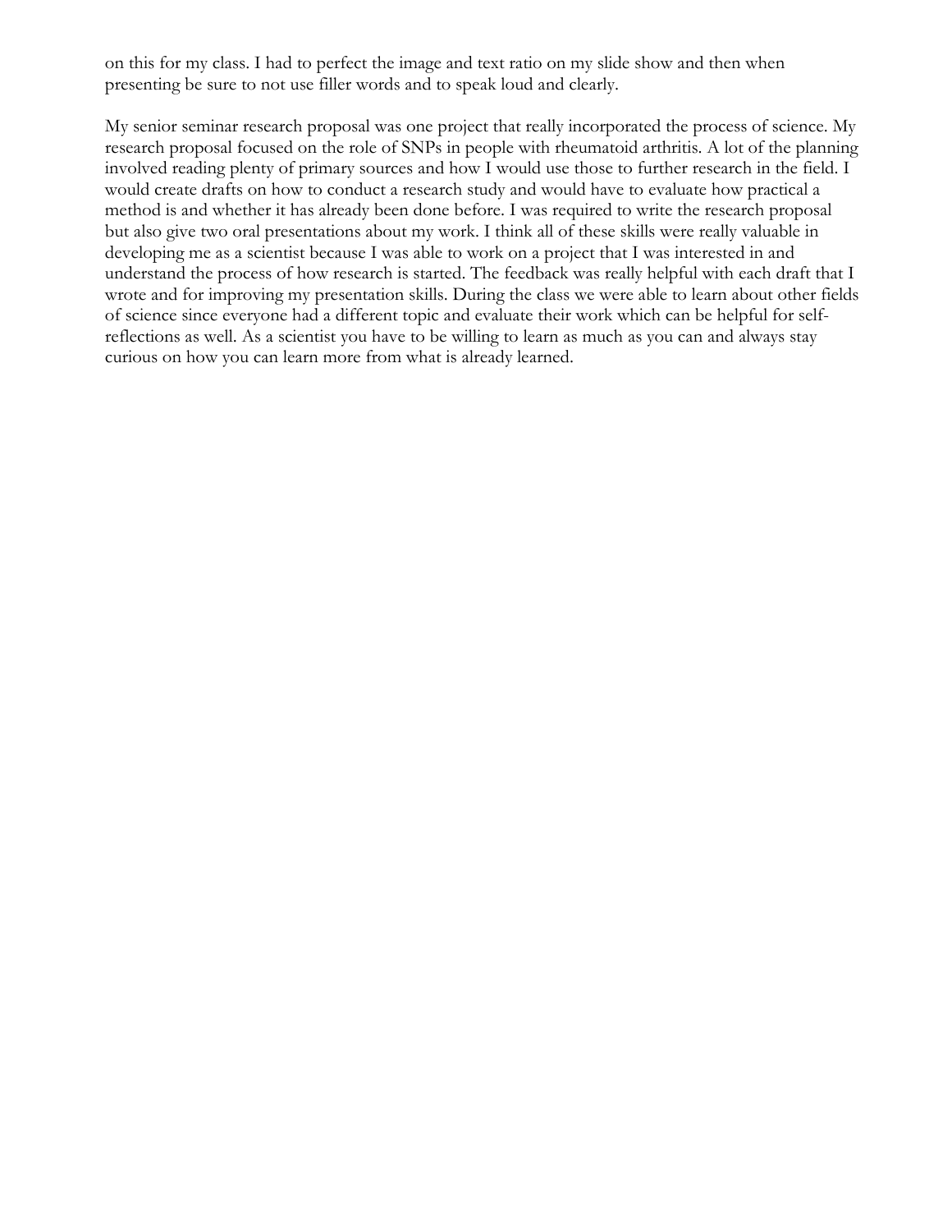on this for my class. I had to perfect the image and text ratio on my slide show and then when presenting be sure to not use filler words and to speak loud and clearly.

My senior seminar research proposal was one project that really incorporated the process of science. My research proposal focused on the role of SNPs in people with rheumatoid arthritis. A lot of the planning involved reading plenty of primary sources and how I would use those to further research in the field. I would create drafts on how to conduct a research study and would have to evaluate how practical a method is and whether it has already been done before. I was required to write the research proposal but also give two oral presentations about my work. I think all of these skills were really valuable in developing me as a scientist because I was able to work on a project that I was interested in and understand the process of how research is started. The feedback was really helpful with each draft that I wrote and for improving my presentation skills. During the class we were able to learn about other fields of science since everyone had a different topic and evaluate their work which can be helpful for self-reflections as well. As a scientist you have to be willing to learn as much as you can and always stay curious on how you can learn more from what is already learned.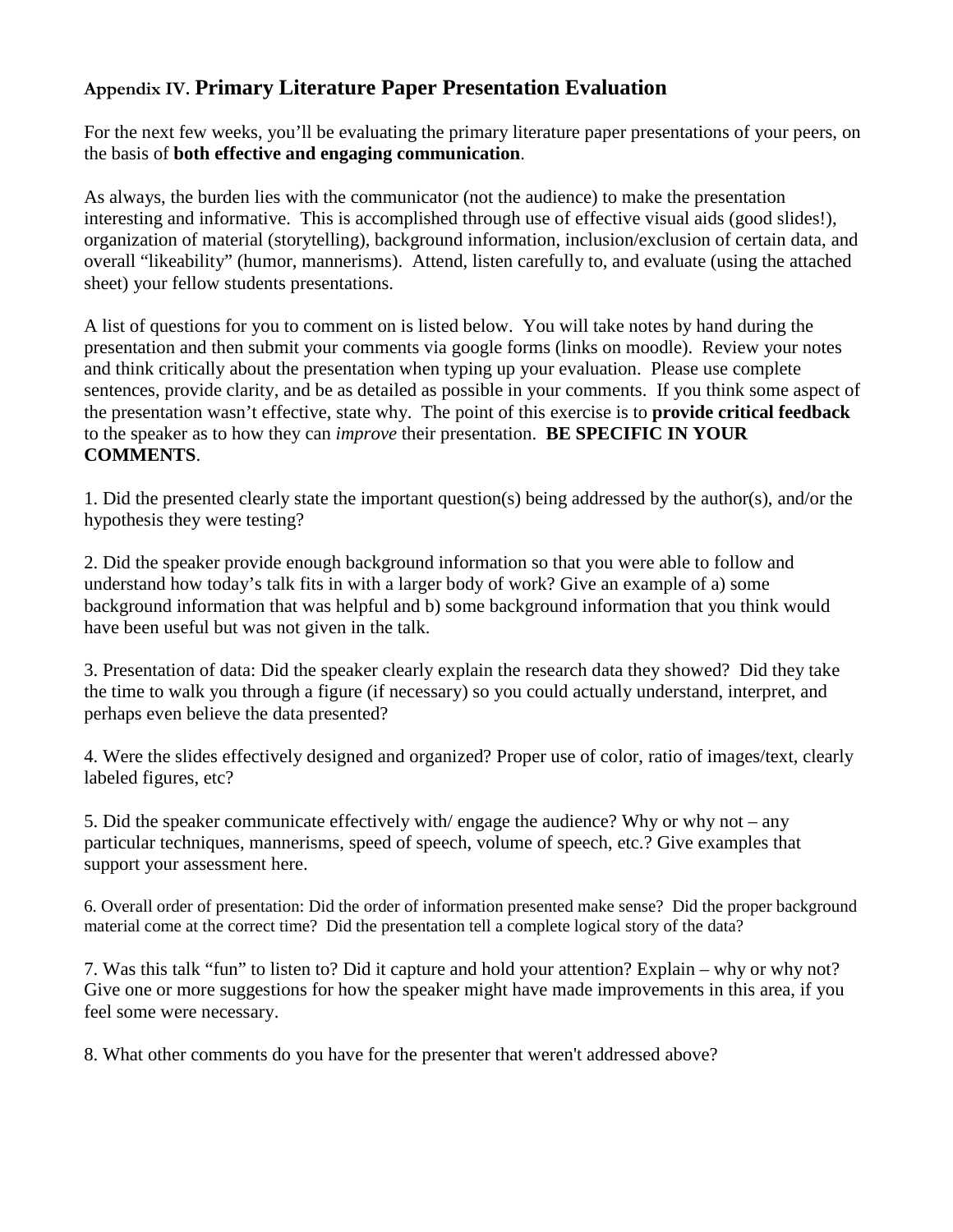## Appendix IV. Primary Literature Paper Presentation Evaluation

For the next few weeks, you'll be evaluating the primary literature paper presentations of your peers, on the basis of **both effective and engaging communication**.

As always, the burden lies with the communicator (not the audience) to make the presentation interesting and informative. This is accomplished through use of effective visual aids (good slides!), organization of material (storytelling), background information, inclusion/exclusion of certain data, and overall "likeability" (humor, mannerisms). Attend, listen carefully to, and evaluate (using the attached sheet) your fellow students presentations.

A list of questions for you to comment on is listed below. You will take notes by hand during the presentation and then submit your comments via google forms (links on moodle). Review your notes and think critically about the presentation when typing up your evaluation. Please use complete sentences, provide clarity, and be as detailed as possible in your comments. If you think some aspect of the presentation wasn't effective, state why. The point of this exercise is to **provide critical feedback** to the speaker as to how they can *improve* their presentation. **BE SPECIFIC IN YOUR COMMENTS**.

1. Did the presented clearly state the important question(s) being addressed by the author(s), and/or the hypothesis they were testing?

2. Did the speaker provide enough background information so that you were able to follow and understand how today's talk fits in with a larger body of work? Give an example of a) some background information that was helpful and b) some background information that you think would have been useful but was not given in the talk.

3. Presentation of data: Did the speaker clearly explain the research data they showed? Did they take the time to walk you through a figure (if necessary) so you could actually understand, interpret, and perhaps even believe the data presented?

4. Were the slides effectively designed and organized? Proper use of color, ratio of images/text, clearly labeled figures, etc?

5. Did the speaker communicate effectively with/ engage the audience? Why or why not – any particular techniques, mannerisms, speed of speech, volume of speech, etc.? Give examples that support your assessment here.

6. Overall order of presentation: Did the order of information presented make sense? Did the proper background material come at the correct time? Did the presentation tell a complete logical story of the data?

7. Was this talk "fun" to listen to? Did it capture and hold your attention? Explain – why or why not? Give one or more suggestions for how the speaker might have made improvements in this area, if you feel some were necessary.

8. What other comments do you have for the presenter that weren't addressed above?